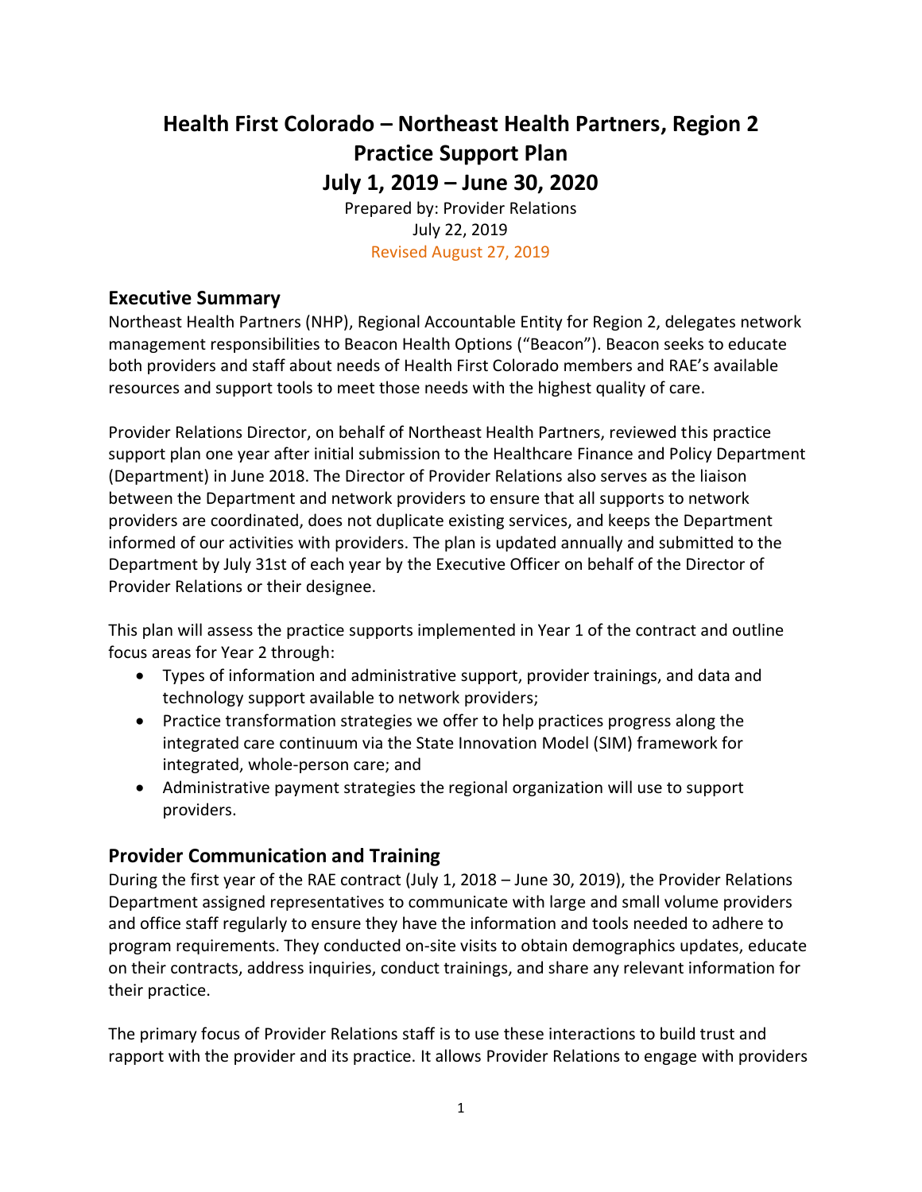# Health First Colorado – Northeast Health Partners, Region 2
# Practice Support Plan
# July 1, 2019 – June 30, 2020

Prepared by: Provider Relations
July 22, 2019
Revised August 27, 2019

## Executive Summary

Northeast Health Partners (NHP), Regional Accountable Entity for Region 2, delegates network management responsibilities to Beacon Health Options ("Beacon"). Beacon seeks to educate both providers and staff about needs of Health First Colorado members and RAE's available resources and support tools to meet those needs with the highest quality of care.

Provider Relations Director, on behalf of Northeast Health Partners, reviewed this practice support plan one year after initial submission to the Healthcare Finance and Policy Department (Department) in June 2018. The Director of Provider Relations also serves as the liaison between the Department and network providers to ensure that all supports to network providers are coordinated, does not duplicate existing services, and keeps the Department informed of our activities with providers. The plan is updated annually and submitted to the Department by July 31st of each year by the Executive Officer on behalf of the Director of Provider Relations or their designee.

This plan will assess the practice supports implemented in Year 1 of the contract and outline focus areas for Year 2 through:

- Types of information and administrative support, provider trainings, and data and technology support available to network providers;
- Practice transformation strategies we offer to help practices progress along the integrated care continuum via the State Innovation Model (SIM) framework for integrated, whole-person care; and
- Administrative payment strategies the regional organization will use to support providers.

## Provider Communication and Training

During the first year of the RAE contract (July 1, 2018 – June 30, 2019), the Provider Relations Department assigned representatives to communicate with large and small volume providers and office staff regularly to ensure they have the information and tools needed to adhere to program requirements. They conducted on-site visits to obtain demographics updates, educate on their contracts, address inquiries, conduct trainings, and share any relevant information for their practice.

The primary focus of Provider Relations staff is to use these interactions to build trust and rapport with the provider and its practice. It allows Provider Relations to engage with providers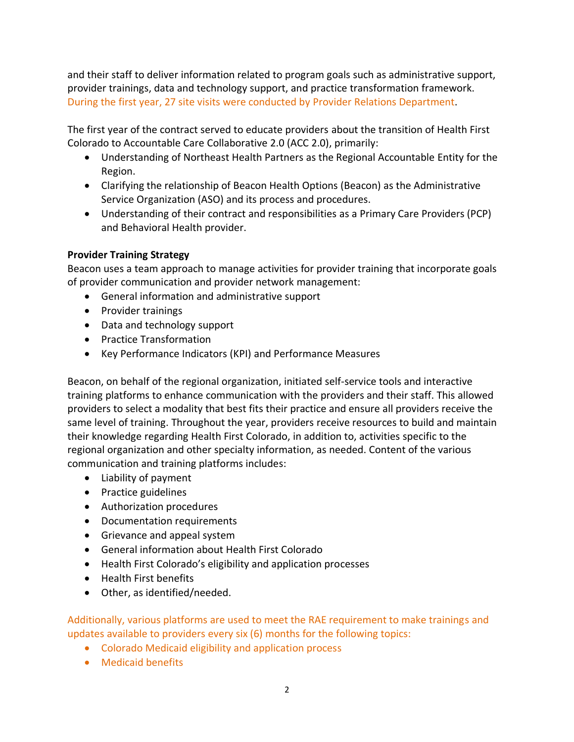and their staff to deliver information related to program goals such as administrative support, provider trainings, data and technology support, and practice transformation framework. During the first year, 27 site visits were conducted by Provider Relations Department.

The first year of the contract served to educate providers about the transition of Health First Colorado to Accountable Care Collaborative 2.0 (ACC 2.0), primarily:

- Understanding of Northeast Health Partners as the Regional Accountable Entity for the Region.
- Clarifying the relationship of Beacon Health Options (Beacon) as the Administrative Service Organization (ASO) and its process and procedures.
- Understanding of their contract and responsibilities as a Primary Care Providers (PCP) and Behavioral Health provider.

**Provider Training Strategy**

Beacon uses a team approach to manage activities for provider training that incorporate goals of provider communication and provider network management:

- General information and administrative support
- Provider trainings
- Data and technology support
- Practice Transformation
- Key Performance Indicators (KPI) and Performance Measures

Beacon, on behalf of the regional organization, initiated self-service tools and interactive training platforms to enhance communication with the providers and their staff. This allowed providers to select a modality that best fits their practice and ensure all providers receive the same level of training. Throughout the year, providers receive resources to build and maintain their knowledge regarding Health First Colorado, in addition to, activities specific to the regional organization and other specialty information, as needed. Content of the various communication and training platforms includes:

- Liability of payment
- Practice guidelines
- Authorization procedures
- Documentation requirements
- Grievance and appeal system
- General information about Health First Colorado
- Health First Colorado's eligibility and application processes
- Health First benefits
- Other, as identified/needed.

Additionally, various platforms are used to meet the RAE requirement to make trainings and updates available to providers every six (6) months for the following topics:

- Colorado Medicaid eligibility and application process
- Medicaid benefits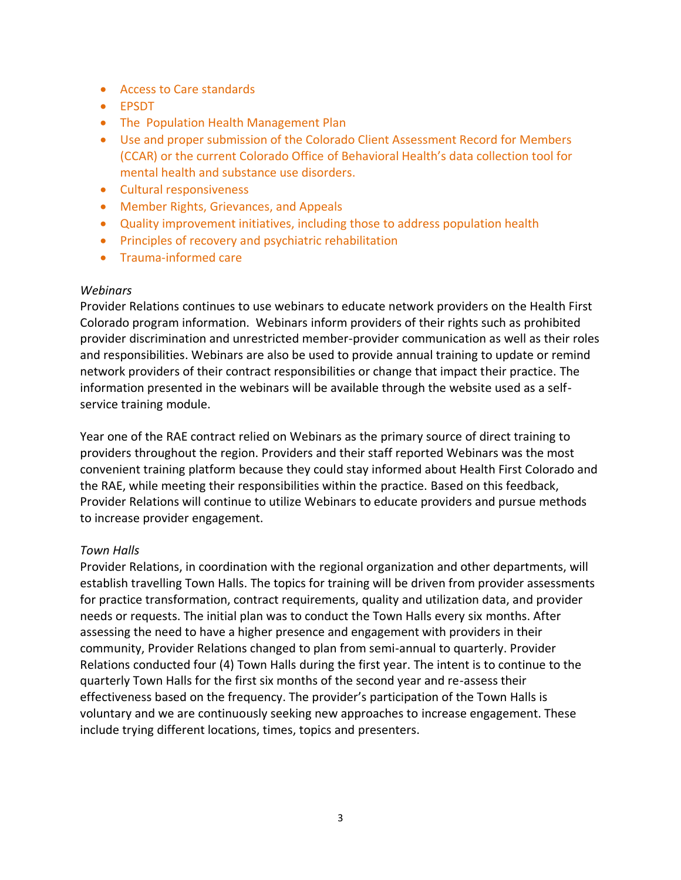- Access to Care standards
- EPSDT
- The  Population Health Management Plan
- Use and proper submission of the Colorado Client Assessment Record for Members (CCAR) or the current Colorado Office of Behavioral Health's data collection tool for mental health and substance use disorders.
- Cultural responsiveness
- Member Rights, Grievances, and Appeals
- Quality improvement initiatives, including those to address population health
- Principles of recovery and psychiatric rehabilitation
- Trauma-informed care

*Webinars*

Provider Relations continues to use webinars to educate network providers on the Health First Colorado program information.  Webinars inform providers of their rights such as prohibited provider discrimination and unrestricted member-provider communication as well as their roles and responsibilities. Webinars are also be used to provide annual training to update or remind network providers of their contract responsibilities or change that impact their practice. The information presented in the webinars will be available through the website used as a self-service training module.

Year one of the RAE contract relied on Webinars as the primary source of direct training to providers throughout the region. Providers and their staff reported Webinars was the most convenient training platform because they could stay informed about Health First Colorado and the RAE, while meeting their responsibilities within the practice. Based on this feedback, Provider Relations will continue to utilize Webinars to educate providers and pursue methods to increase provider engagement.

*Town Halls*

Provider Relations, in coordination with the regional organization and other departments, will establish travelling Town Halls. The topics for training will be driven from provider assessments for practice transformation, contract requirements, quality and utilization data, and provider needs or requests. The initial plan was to conduct the Town Halls every six months. After assessing the need to have a higher presence and engagement with providers in their community, Provider Relations changed to plan from semi-annual to quarterly. Provider Relations conducted four (4) Town Halls during the first year. The intent is to continue to the quarterly Town Halls for the first six months of the second year and re-assess their effectiveness based on the frequency. The provider's participation of the Town Halls is voluntary and we are continuously seeking new approaches to increase engagement. These include trying different locations, times, topics and presenters.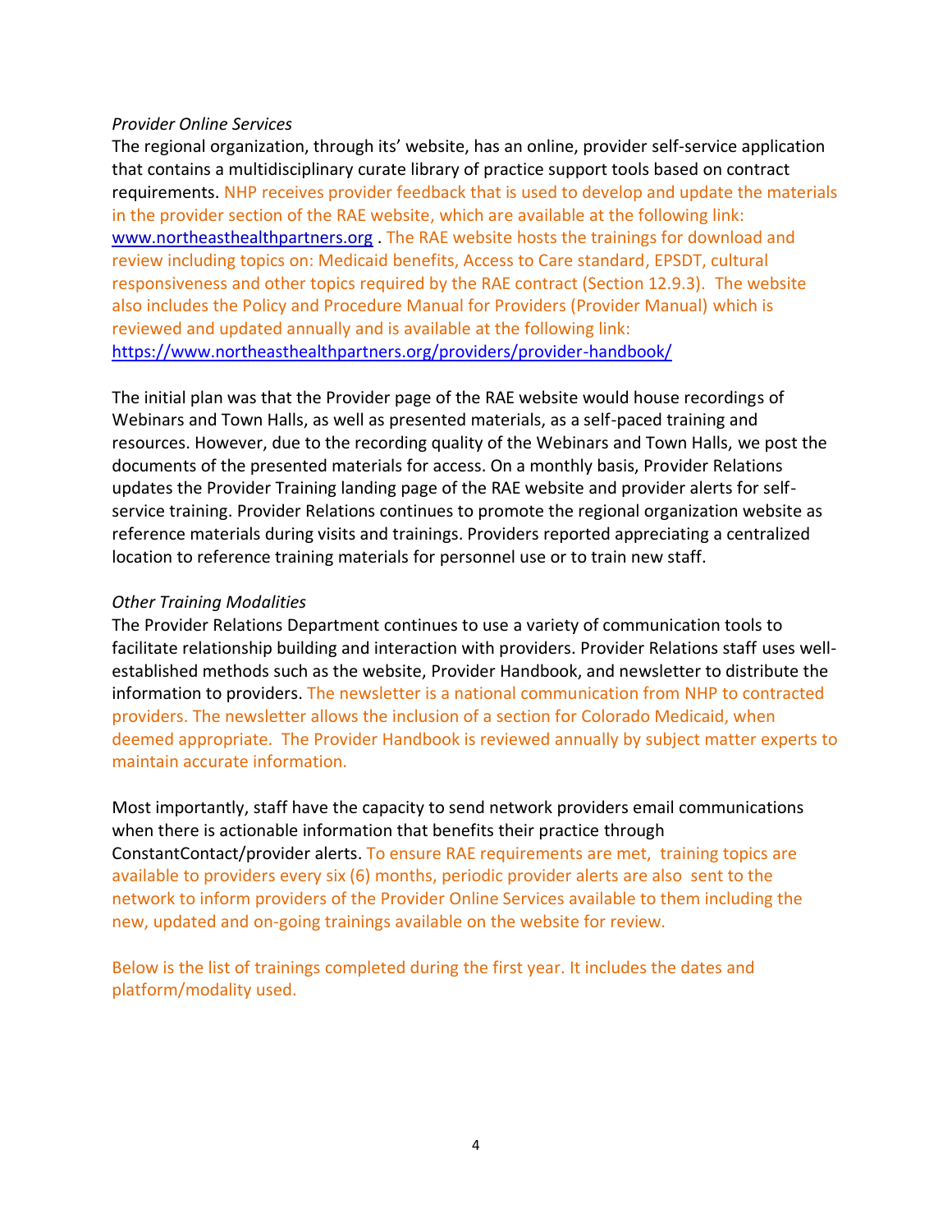*Provider Online Services*

The regional organization, through its' website, has an online, provider self-service application that contains a multidisciplinary curate library of practice support tools based on contract requirements. NHP receives provider feedback that is used to develop and update the materials in the provider section of the RAE website, which are available at the following link: [www.northeasthealthpartners.org](www.northeasthealthpartners.org) . The RAE website hosts the trainings for download and review including topics on: Medicaid benefits, Access to Care standard, EPSDT, cultural responsiveness and other topics required by the RAE contract (Section 12.9.3). The website also includes the Policy and Procedure Manual for Providers (Provider Manual) which is reviewed and updated annually and is available at the following link: [https://www.northeasthealthpartners.org/providers/provider-handbook/](https://www.northeasthealthpartners.org/providers/provider-handbook/)

The initial plan was that the Provider page of the RAE website would house recordings of Webinars and Town Halls, as well as presented materials, as a self-paced training and resources. However, due to the recording quality of the Webinars and Town Halls, we post the documents of the presented materials for access. On a monthly basis, Provider Relations updates the Provider Training landing page of the RAE website and provider alerts for self-service training. Provider Relations continues to promote the regional organization website as reference materials during visits and trainings. Providers reported appreciating a centralized location to reference training materials for personnel use or to train new staff.

*Other Training Modalities*

The Provider Relations Department continues to use a variety of communication tools to facilitate relationship building and interaction with providers. Provider Relations staff uses well-established methods such as the website, Provider Handbook, and newsletter to distribute the information to providers. The newsletter is a national communication from NHP to contracted providers. The newsletter allows the inclusion of a section for Colorado Medicaid, when deemed appropriate. The Provider Handbook is reviewed annually by subject matter experts to maintain accurate information.

Most importantly, staff have the capacity to send network providers email communications when there is actionable information that benefits their practice through ConstantContact/provider alerts. To ensure RAE requirements are met, training topics are available to providers every six (6) months, periodic provider alerts are also sent to the network to inform providers of the Provider Online Services available to them including the new, updated and on-going trainings available on the website for review.

Below is the list of trainings completed during the first year. It includes the dates and platform/modality used.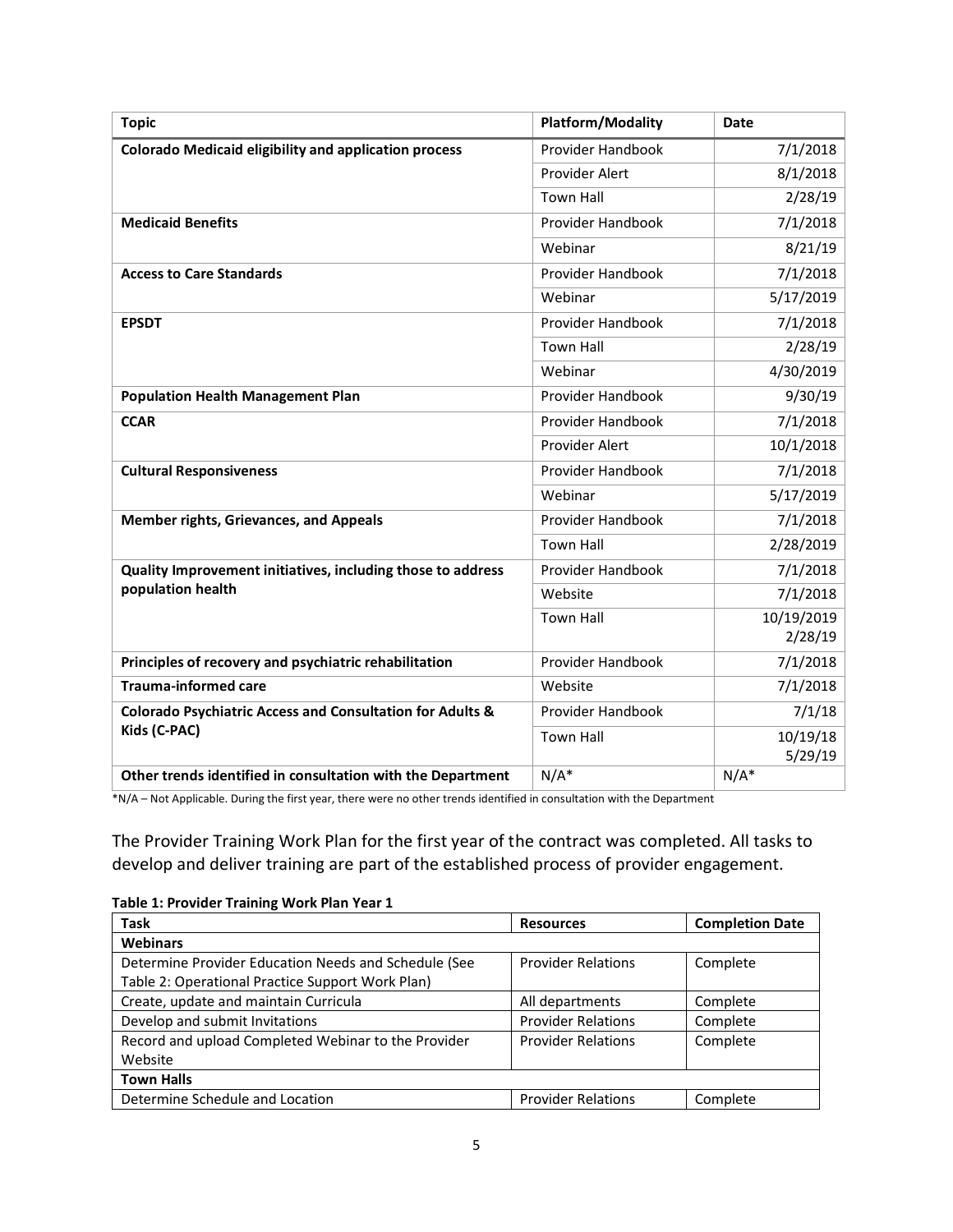| Topic | Platform/Modality | Date |
|---|---|---|
| **Colorado Medicaid eligibility and application process** | Provider Handbook | 7/1/2018 |
| | Provider Alert | 8/1/2018 |
| | Town Hall | 2/28/19 |
| **Medicaid Benefits** | Provider Handbook | 7/1/2018 |
| | Webinar | 8/21/19 |
| **Access to Care Standards** | Provider Handbook | 7/1/2018 |
| | Webinar | 5/17/2019 |
| **EPSDT** | Provider Handbook | 7/1/2018 |
| | Town Hall | 2/28/19 |
| | Webinar | 4/30/2019 |
| **Population Health Management Plan** | Provider Handbook | 9/30/19 |
| **CCAR** | Provider Handbook | 7/1/2018 |
| | Provider Alert | 10/1/2018 |
| **Cultural Responsiveness** | Provider Handbook | 7/1/2018 |
| | Webinar | 5/17/2019 |
| **Member rights, Grievances, and Appeals** | Provider Handbook | 7/1/2018 |
| | Town Hall | 2/28/2019 |
| **Quality Improvement initiatives, including those to address population health** | Provider Handbook | 7/1/2018 |
| | Website | 7/1/2018 |
| | Town Hall | 10/19/2019<br>2/28/19 |
| **Principles of recovery and psychiatric rehabilitation** | Provider Handbook | 7/1/2018 |
| **Trauma-informed care** | Website | 7/1/2018 |
| **Colorado Psychiatric Access and Consultation for Adults & Kids (C-PAC)** | Provider Handbook | 7/1/18 |
| | Town Hall | 10/19/18<br>5/29/19 |
| **Other trends identified in consultation with the Department** | N/A* | N/A* |

*N/A – Not Applicable. During the first year, there were no other trends identified in consultation with the Department

The Provider Training Work Plan for the first year of the contract was completed. All tasks to develop and deliver training are part of the established process of provider engagement.

**Table 1: Provider Training Work Plan Year 1**

| Task | Resources | Completion Date |
|---|---|---|
| **Webinars** | | |
| Determine Provider Education Needs and Schedule (See Table 2: Operational Practice Support Work Plan) | Provider Relations | Complete |
| Create, update and maintain Curricula | All departments | Complete |
| Develop and submit Invitations | Provider Relations | Complete |
| Record and upload Completed Webinar to the Provider Website | Provider Relations | Complete |
| **Town Halls** | | |
| Determine Schedule and Location | Provider Relations | Complete |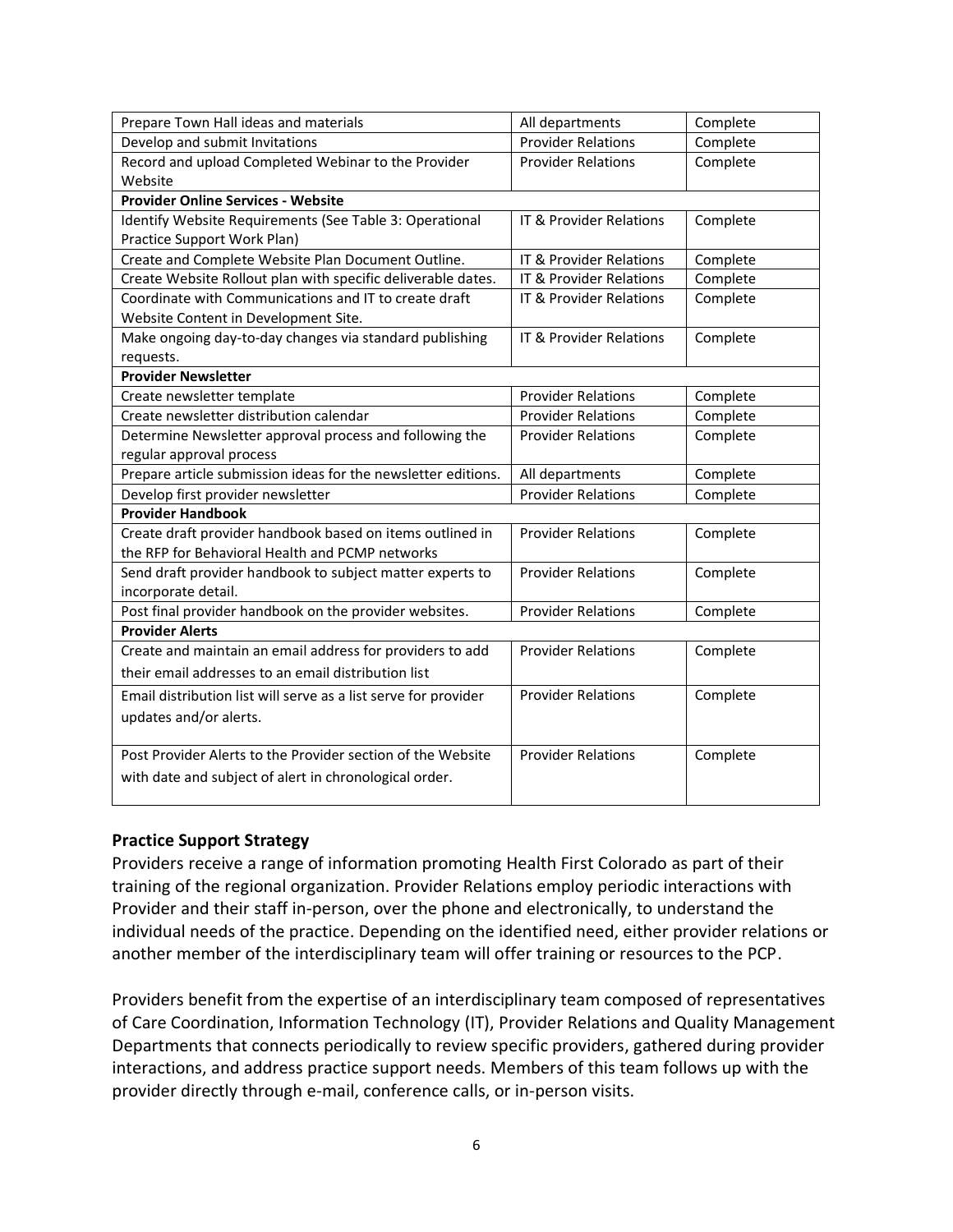| | | |
|---|---|---|
| Prepare Town Hall ideas and materials | All departments | Complete |
| Develop and submit Invitations | Provider Relations | Complete |
| Record and upload Completed Webinar to the Provider Website | Provider Relations | Complete |
| **Provider Online Services - Website** | | |
| Identify Website Requirements (See Table 3: Operational Practice Support Work Plan) | IT & Provider Relations | Complete |
| Create and Complete Website Plan Document Outline. | IT & Provider Relations | Complete |
| Create Website Rollout plan with specific deliverable dates. | IT & Provider Relations | Complete |
| Coordinate with Communications and IT to create draft Website Content in Development Site. | IT & Provider Relations | Complete |
| Make ongoing day-to-day changes via standard publishing requests. | IT & Provider Relations | Complete |
| **Provider Newsletter** | | |
| Create newsletter template | Provider Relations | Complete |
| Create newsletter distribution calendar | Provider Relations | Complete |
| Determine Newsletter approval process and following the regular approval process | Provider Relations | Complete |
| Prepare article submission ideas for the newsletter editions. | All departments | Complete |
| Develop first provider newsletter | Provider Relations | Complete |
| **Provider Handbook** | | |
| Create draft provider handbook based on items outlined in the RFP for Behavioral Health and PCMP networks | Provider Relations | Complete |
| Send draft provider handbook to subject matter experts to incorporate detail. | Provider Relations | Complete |
| Post final provider handbook on the provider websites. | Provider Relations | Complete |
| **Provider Alerts** | | |
| Create and maintain an email address for providers to add their email addresses to an email distribution list | Provider Relations | Complete |
| Email distribution list will serve as a list serve for provider updates and/or alerts. | Provider Relations | Complete |
| Post Provider Alerts to the Provider section of the Website with date and subject of alert in chronological order. | Provider Relations | Complete |

### Practice Support Strategy

Providers receive a range of information promoting Health First Colorado as part of their training of the regional organization. Provider Relations employ periodic interactions with Provider and their staff in-person, over the phone and electronically, to understand the individual needs of the practice. Depending on the identified need, either provider relations or another member of the interdisciplinary team will offer training or resources to the PCP.

Providers benefit from the expertise of an interdisciplinary team composed of representatives of Care Coordination, Information Technology (IT), Provider Relations and Quality Management Departments that connects periodically to review specific providers, gathered during provider interactions, and address practice support needs. Members of this team follows up with the provider directly through e-mail, conference calls, or in-person visits.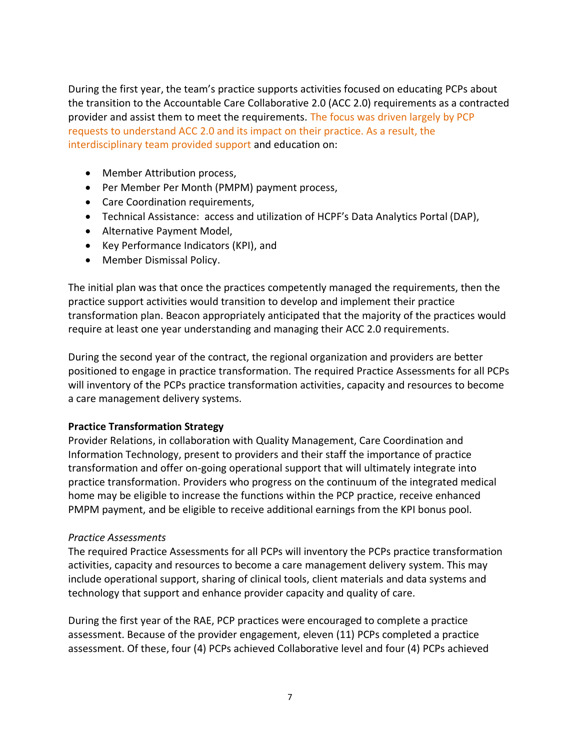During the first year, the team's practice supports activities focused on educating PCPs about the transition to the Accountable Care Collaborative 2.0 (ACC 2.0) requirements as a contracted provider and assist them to meet the requirements. The focus was driven largely by PCP requests to understand ACC 2.0 and its impact on their practice. As a result, the interdisciplinary team provided support and education on:

- Member Attribution process,
- Per Member Per Month (PMPM) payment process,
- Care Coordination requirements,
- Technical Assistance: access and utilization of HCPF's Data Analytics Portal (DAP),
- Alternative Payment Model,
- Key Performance Indicators (KPI), and
- Member Dismissal Policy.

The initial plan was that once the practices competently managed the requirements, then the practice support activities would transition to develop and implement their practice transformation plan. Beacon appropriately anticipated that the majority of the practices would require at least one year understanding and managing their ACC 2.0 requirements.

During the second year of the contract, the regional organization and providers are better positioned to engage in practice transformation. The required Practice Assessments for all PCPs will inventory of the PCPs practice transformation activities, capacity and resources to become a care management delivery systems.

**Practice Transformation Strategy**

Provider Relations, in collaboration with Quality Management, Care Coordination and Information Technology, present to providers and their staff the importance of practice transformation and offer on-going operational support that will ultimately integrate into practice transformation. Providers who progress on the continuum of the integrated medical home may be eligible to increase the functions within the PCP practice, receive enhanced PMPM payment, and be eligible to receive additional earnings from the KPI bonus pool.

*Practice Assessments*

The required Practice Assessments for all PCPs will inventory the PCPs practice transformation activities, capacity and resources to become a care management delivery system. This may include operational support, sharing of clinical tools, client materials and data systems and technology that support and enhance provider capacity and quality of care.

During the first year of the RAE, PCP practices were encouraged to complete a practice assessment. Because of the provider engagement, eleven (11) PCPs completed a practice assessment. Of these, four (4) PCPs achieved Collaborative level and four (4) PCPs achieved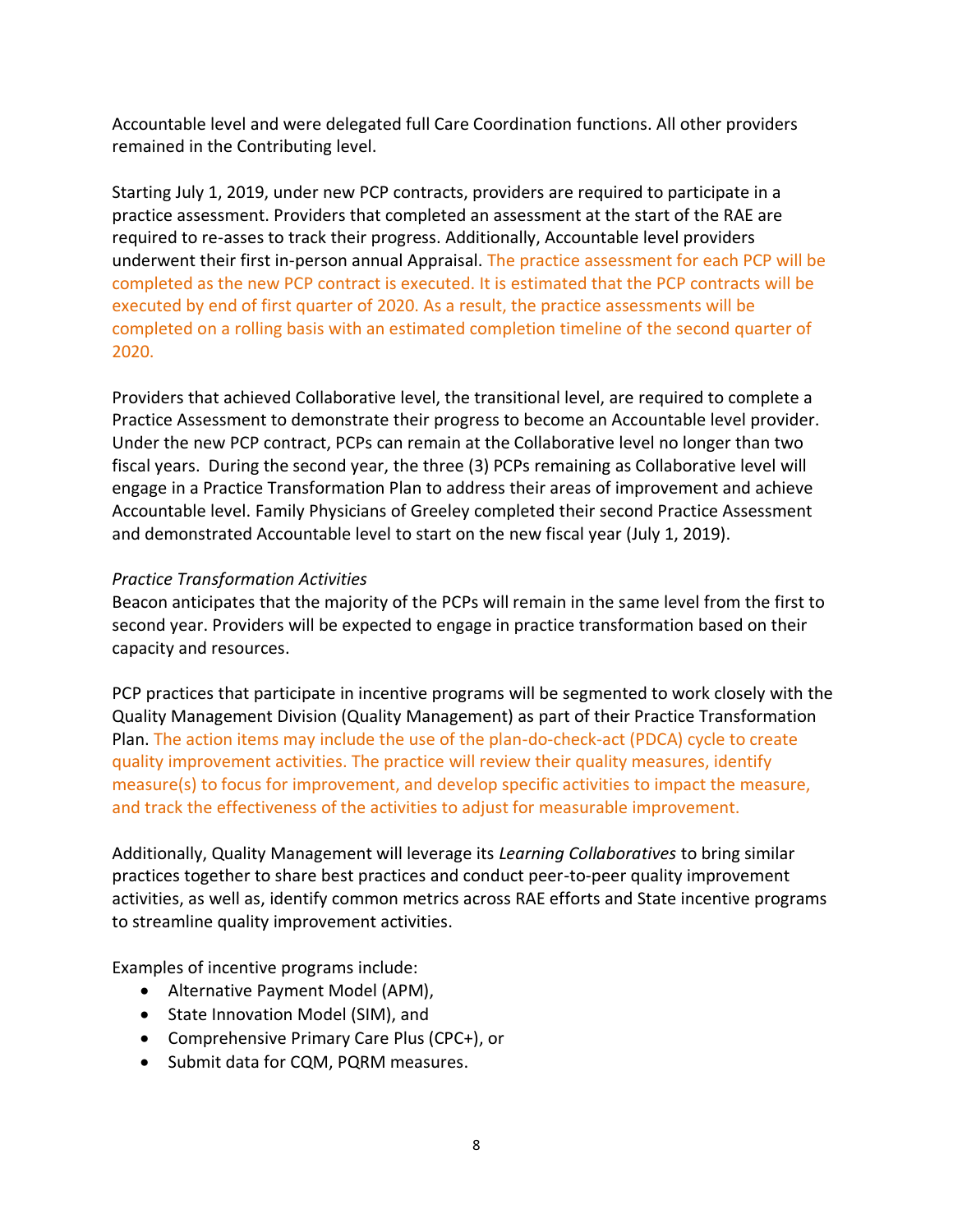Accountable level and were delegated full Care Coordination functions. All other providers remained in the Contributing level.

Starting July 1, 2019, under new PCP contracts, providers are required to participate in a practice assessment. Providers that completed an assessment at the start of the RAE are required to re-asses to track their progress. Additionally, Accountable level providers underwent their first in-person annual Appraisal. The practice assessment for each PCP will be completed as the new PCP contract is executed. It is estimated that the PCP contracts will be executed by end of first quarter of 2020. As a result, the practice assessments will be completed on a rolling basis with an estimated completion timeline of the second quarter of 2020.

Providers that achieved Collaborative level, the transitional level, are required to complete a Practice Assessment to demonstrate their progress to become an Accountable level provider. Under the new PCP contract, PCPs can remain at the Collaborative level no longer than two fiscal years. During the second year, the three (3) PCPs remaining as Collaborative level will engage in a Practice Transformation Plan to address their areas of improvement and achieve Accountable level. Family Physicians of Greeley completed their second Practice Assessment and demonstrated Accountable level to start on the new fiscal year (July 1, 2019).

*Practice Transformation Activities*

Beacon anticipates that the majority of the PCPs will remain in the same level from the first to second year. Providers will be expected to engage in practice transformation based on their capacity and resources.

PCP practices that participate in incentive programs will be segmented to work closely with the Quality Management Division (Quality Management) as part of their Practice Transformation Plan. The action items may include the use of the plan-do-check-act (PDCA) cycle to create quality improvement activities. The practice will review their quality measures, identify measure(s) to focus for improvement, and develop specific activities to impact the measure, and track the effectiveness of the activities to adjust for measurable improvement.

Additionally, Quality Management will leverage its *Learning Collaboratives* to bring similar practices together to share best practices and conduct peer-to-peer quality improvement activities, as well as, identify common metrics across RAE efforts and State incentive programs to streamline quality improvement activities.

Examples of incentive programs include:

- Alternative Payment Model (APM),
- State Innovation Model (SIM), and
- Comprehensive Primary Care Plus (CPC+), or
- Submit data for CQM, PQRM measures.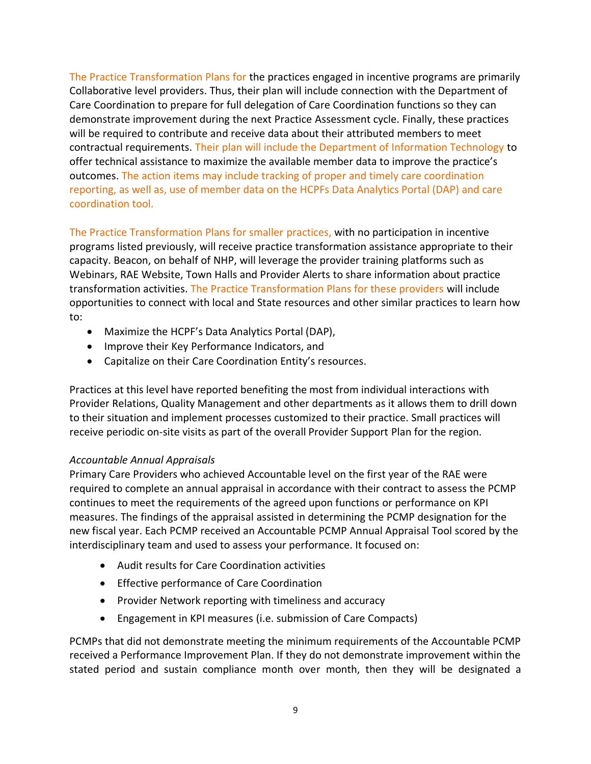The Practice Transformation Plans for the practices engaged in incentive programs are primarily Collaborative level providers. Thus, their plan will include connection with the Department of Care Coordination to prepare for full delegation of Care Coordination functions so they can demonstrate improvement during the next Practice Assessment cycle. Finally, these practices will be required to contribute and receive data about their attributed members to meet contractual requirements. Their plan will include the Department of Information Technology to offer technical assistance to maximize the available member data to improve the practice's outcomes. The action items may include tracking of proper and timely care coordination reporting, as well as, use of member data on the HCPFs Data Analytics Portal (DAP) and care coordination tool.

The Practice Transformation Plans for smaller practices, with no participation in incentive programs listed previously, will receive practice transformation assistance appropriate to their capacity. Beacon, on behalf of NHP, will leverage the provider training platforms such as Webinars, RAE Website, Town Halls and Provider Alerts to share information about practice transformation activities. The Practice Transformation Plans for these providers will include opportunities to connect with local and State resources and other similar practices to learn how to:

- Maximize the HCPF's Data Analytics Portal (DAP),
- Improve their Key Performance Indicators, and
- Capitalize on their Care Coordination Entity's resources.

Practices at this level have reported benefiting the most from individual interactions with Provider Relations, Quality Management and other departments as it allows them to drill down to their situation and implement processes customized to their practice. Small practices will receive periodic on-site visits as part of the overall Provider Support Plan for the region.

*Accountable Annual Appraisals*

Primary Care Providers who achieved Accountable level on the first year of the RAE were required to complete an annual appraisal in accordance with their contract to assess the PCMP continues to meet the requirements of the agreed upon functions or performance on KPI measures. The findings of the appraisal assisted in determining the PCMP designation for the new fiscal year. Each PCMP received an Accountable PCMP Annual Appraisal Tool scored by the interdisciplinary team and used to assess your performance. It focused on:

- Audit results for Care Coordination activities
- Effective performance of Care Coordination
- Provider Network reporting with timeliness and accuracy
- Engagement in KPI measures (i.e. submission of Care Compacts)

PCMPs that did not demonstrate meeting the minimum requirements of the Accountable PCMP received a Performance Improvement Plan. If they do not demonstrate improvement within the stated period and sustain compliance month over month, then they will be designated a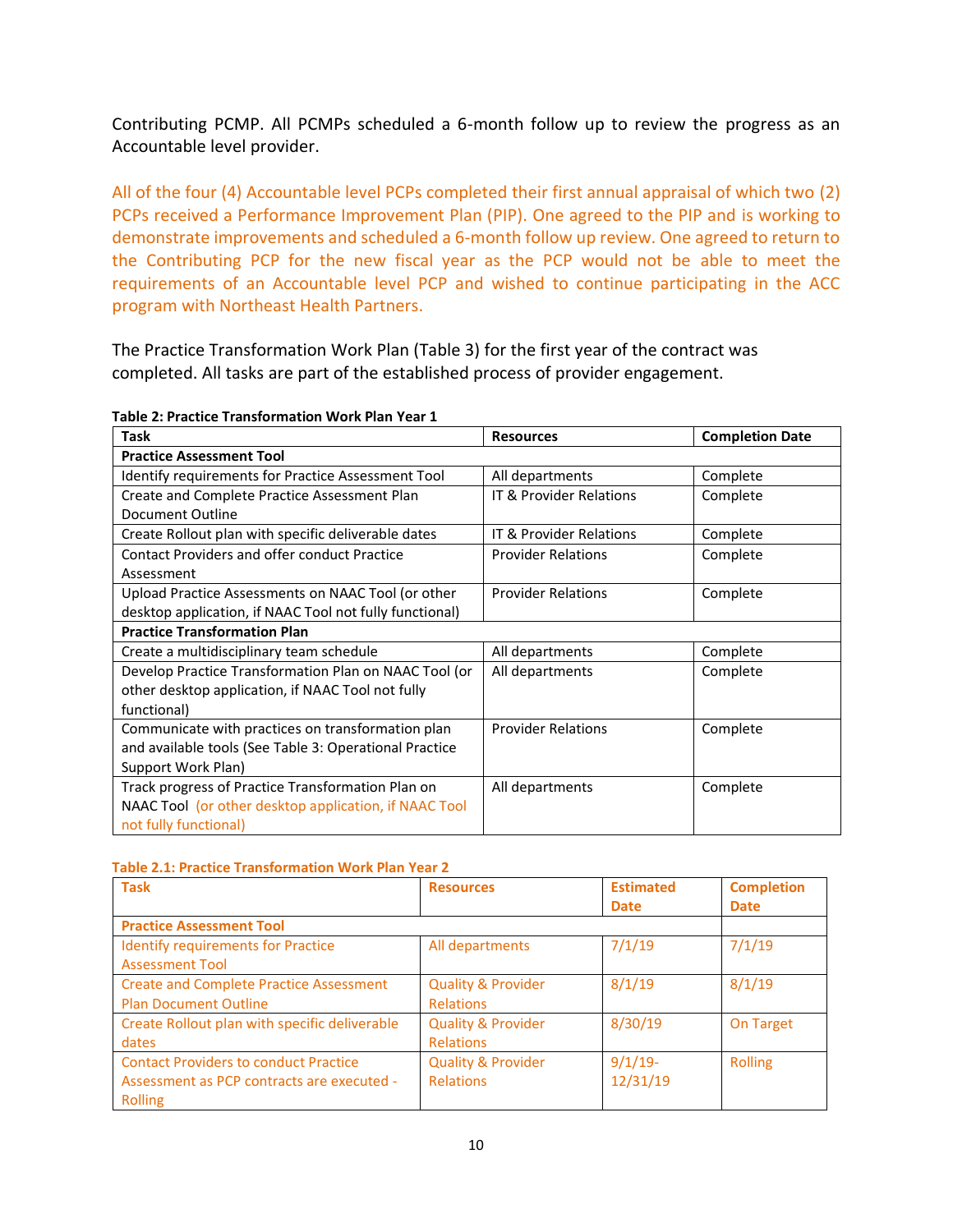Contributing PCMP. All PCMPs scheduled a 6-month follow up to review the progress as an Accountable level provider.

All of the four (4) Accountable level PCPs completed their first annual appraisal of which two (2) PCPs received a Performance Improvement Plan (PIP). One agreed to the PIP and is working to demonstrate improvements and scheduled a 6-month follow up review. One agreed to return to the Contributing PCP for the new fiscal year as the PCP would not be able to meet the requirements of an Accountable level PCP and wished to continue participating in the ACC program with Northeast Health Partners.

The Practice Transformation Work Plan (Table 3) for the first year of the contract was completed. All tasks are part of the established process of provider engagement.

**Table 2: Practice Transformation Work Plan Year 1**

| Task | Resources | Completion Date |
|---|---|---|
| **Practice Assessment Tool** | | |
| Identify requirements for Practice Assessment Tool | All departments | Complete |
| Create and Complete Practice Assessment Plan Document Outline | IT & Provider Relations | Complete |
| Create Rollout plan with specific deliverable dates | IT & Provider Relations | Complete |
| Contact Providers and offer conduct Practice Assessment | Provider Relations | Complete |
| Upload Practice Assessments on NAAC Tool (or other desktop application, if NAAC Tool not fully functional) | Provider Relations | Complete |
| **Practice Transformation Plan** | | |
| Create a multidisciplinary team schedule | All departments | Complete |
| Develop Practice Transformation Plan on NAAC Tool (or other desktop application, if NAAC Tool not fully functional) | All departments | Complete |
| Communicate with practices on transformation plan and available tools (See Table 3: Operational Practice Support Work Plan) | Provider Relations | Complete |
| Track progress of Practice Transformation Plan on NAAC Tool (or other desktop application, if NAAC Tool not fully functional) | All departments | Complete |

**Table 2.1: Practice Transformation Work Plan Year 2**

| Task | Resources | Estimated Date | Completion Date |
|---|---|---|---|
| **Practice Assessment Tool** | | | |
| Identify requirements for Practice Assessment Tool | All departments | 7/1/19 | 7/1/19 |
| Create and Complete Practice Assessment Plan Document Outline | Quality & Provider Relations | 8/1/19 | 8/1/19 |
| Create Rollout plan with specific deliverable dates | Quality & Provider Relations | 8/30/19 | On Target |
| Contact Providers to conduct Practice Assessment as PCP contracts are executed - Rolling | Quality & Provider Relations | 9/1/19-12/31/19 | Rolling |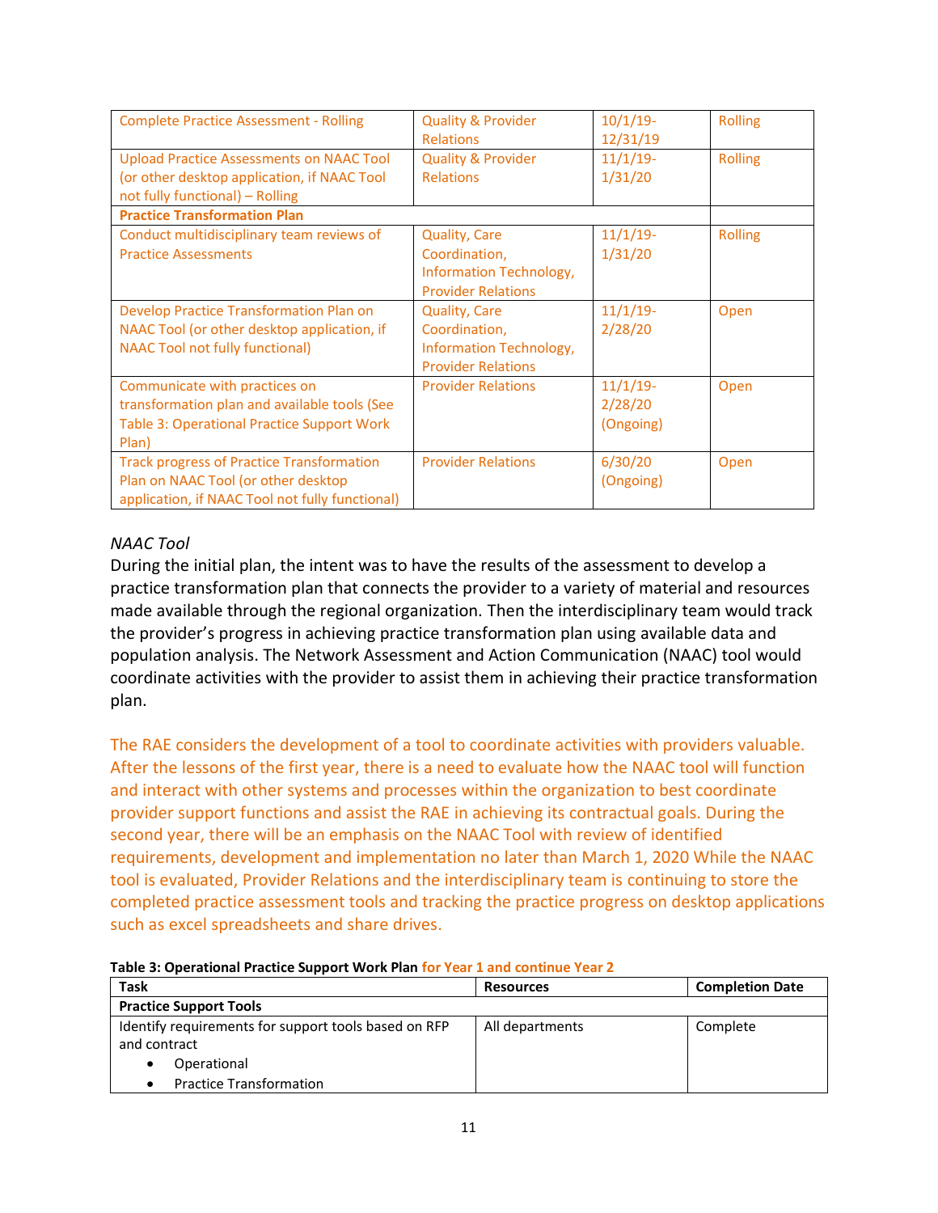| | | | |
|---|---|---|---|
| Complete Practice Assessment - Rolling | Quality & Provider Relations | 10/1/19-12/31/19 | Rolling |
| Upload Practice Assessments on NAAC Tool (or other desktop application, if NAAC Tool not fully functional) – Rolling | Quality & Provider Relations | 11/1/19-1/31/20 | Rolling |
| **Practice Transformation Plan** | | | |
| Conduct multidisciplinary team reviews of Practice Assessments | Quality, Care Coordination, Information Technology, Provider Relations | 11/1/19-1/31/20 | Rolling |
| Develop Practice Transformation Plan on NAAC Tool (or other desktop application, if NAAC Tool not fully functional) | Quality, Care Coordination, Information Technology, Provider Relations | 11/1/19-2/28/20 | Open |
| Communicate with practices on transformation plan and available tools (See Table 3: Operational Practice Support Work Plan) | Provider Relations | 11/1/19-2/28/20 (Ongoing) | Open |
| Track progress of Practice Transformation Plan on NAAC Tool (or other desktop application, if NAAC Tool not fully functional) | Provider Relations | 6/30/20 (Ongoing) | Open |

*NAAC Tool*

During the initial plan, the intent was to have the results of the assessment to develop a practice transformation plan that connects the provider to a variety of material and resources made available through the regional organization. Then the interdisciplinary team would track the provider's progress in achieving practice transformation plan using available data and population analysis. The Network Assessment and Action Communication (NAAC) tool would coordinate activities with the provider to assist them in achieving their practice transformation plan.

The RAE considers the development of a tool to coordinate activities with providers valuable. After the lessons of the first year, there is a need to evaluate how the NAAC tool will function and interact with other systems and processes within the organization to best coordinate provider support functions and assist the RAE in achieving its contractual goals. During the second year, there will be an emphasis on the NAAC Tool with review of identified requirements, development and implementation no later than March 1, 2020 While the NAAC tool is evaluated, Provider Relations and the interdisciplinary team is continuing to store the completed practice assessment tools and tracking the practice progress on desktop applications such as excel spreadsheets and share drives.

**Table 3: Operational Practice Support Work Plan** for Year 1 and continue Year 2

| Task | Resources | Completion Date |
|---|---|---|
| **Practice Support Tools** | | |
| Identify requirements for support tools based on RFP and contract<br>• Operational<br>• Practice Transformation | All departments | Complete |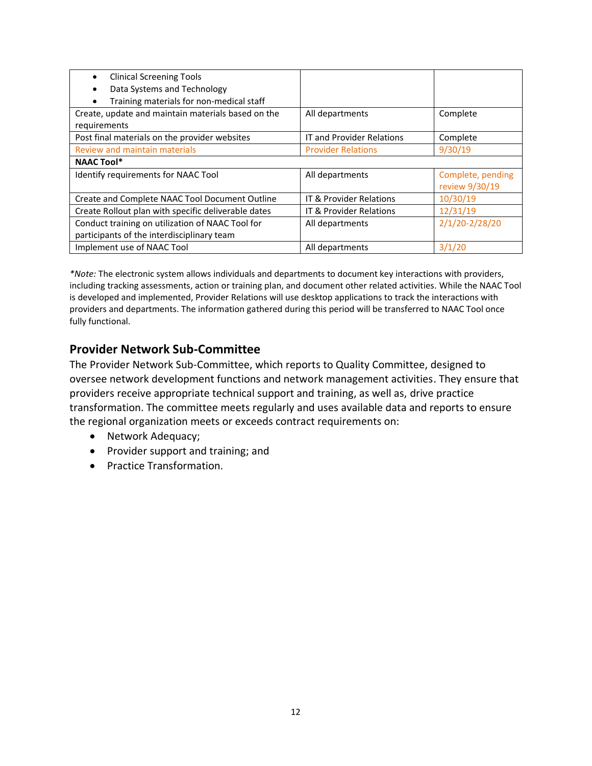| | | |
|---|---|---|
| • Clinical Screening Tools<br>• Data Systems and Technology<br>• Training materials for non-medical staff | | |
| Create, update and maintain materials based on the requirements | All departments | Complete |
| Post final materials on the provider websites | IT and Provider Relations | Complete |
| Review and maintain materials | Provider Relations | 9/30/19 |
| **NAAC Tool*** | | |
| Identify requirements for NAAC Tool | All departments | Complete, pending review 9/30/19 |
| Create and Complete NAAC Tool Document Outline | IT & Provider Relations | 10/30/19 |
| Create Rollout plan with specific deliverable dates | IT & Provider Relations | 12/31/19 |
| Conduct training on utilization of NAAC Tool for participants of the interdisciplinary team | All departments | 2/1/20-2/28/20 |
| Implement use of NAAC Tool | All departments | 3/1/20 |

**Note:* The electronic system allows individuals and departments to document key interactions with providers, including tracking assessments, action or training plan, and document other related activities. While the NAAC Tool is developed and implemented, Provider Relations will use desktop applications to track the interactions with providers and departments. The information gathered during this period will be transferred to NAAC Tool once fully functional.

## Provider Network Sub-Committee

The Provider Network Sub-Committee, which reports to Quality Committee, designed to oversee network development functions and network management activities. They ensure that providers receive appropriate technical support and training, as well as, drive practice transformation. The committee meets regularly and uses available data and reports to ensure the regional organization meets or exceeds contract requirements on:

- Network Adequacy;
- Provider support and training; and
- Practice Transformation.